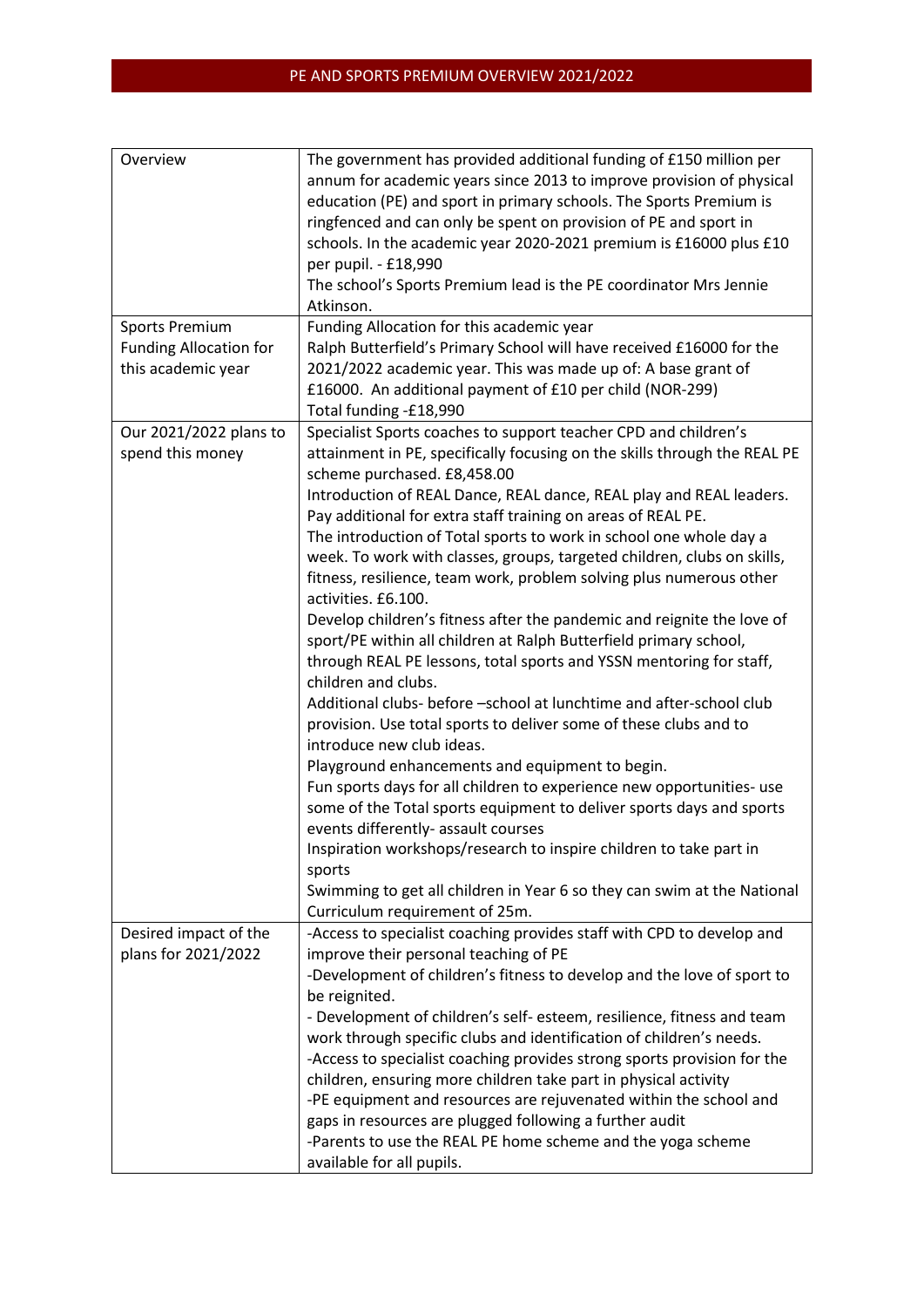# PE AND SPORTS PREMIUM OVERVIEW 2021/2022

| | |
|---|---|
| Overview | The government has provided additional funding of £150 million per annum for academic years since 2013 to improve provision of physical education (PE) and sport in primary schools. The Sports Premium is ringfenced and can only be spent on provision of PE and sport in schools. In the academic year 2020-2021 premium is £16000 plus £10 per pupil. - £18,990<br>The school's Sports Premium lead is the PE coordinator Mrs Jennie Atkinson. |
| Sports Premium Funding Allocation for this academic year | Funding Allocation for this academic year<br>Ralph Butterfield's Primary School will have received £16000 for the 2021/2022 academic year. This was made up of: A base grant of £16000. An additional payment of £10 per child (NOR-299)<br>Total funding -£18,990 |
| Our 2021/2022 plans to spend this money | Specialist Sports coaches to support teacher CPD and children's attainment in PE, specifically focusing on the skills through the REAL PE scheme purchased. £8,458.00<br>Introduction of REAL Dance, REAL dance, REAL play and REAL leaders. Pay additional for extra staff training on areas of REAL PE.<br>The introduction of Total sports to work in school one whole day a week. To work with classes, groups, targeted children, clubs on skills, fitness, resilience, team work, problem solving plus numerous other activities. £6.100.<br>Develop children's fitness after the pandemic and reignite the love of sport/PE within all children at Ralph Butterfield primary school, through REAL PE lessons, total sports and YSSN mentoring for staff, children and clubs.<br>Additional clubs- before –school at lunchtime and after-school club provision. Use total sports to deliver some of these clubs and to introduce new club ideas.<br>Playground enhancements and equipment to begin.<br>Fun sports days for all children to experience new opportunities- use some of the Total sports equipment to deliver sports days and sports events differently- assault courses<br>Inspiration workshops/research to inspire children to take part in sports<br>Swimming to get all children in Year 6 so they can swim at the National Curriculum requirement of 25m. |
| Desired impact of the plans for 2021/2022 | -Access to specialist coaching provides staff with CPD to develop and improve their personal teaching of PE<br>-Development of children's fitness to develop and the love of sport to be reignited.<br>- Development of children's self- esteem, resilience, fitness and team work through specific clubs and identification of children's needs.<br>-Access to specialist coaching provides strong sports provision for the children, ensuring more children take part in physical activity<br>-PE equipment and resources are rejuvenated within the school and gaps in resources are plugged following a further audit<br>-Parents to use the REAL PE home scheme and the yoga scheme available for all pupils. |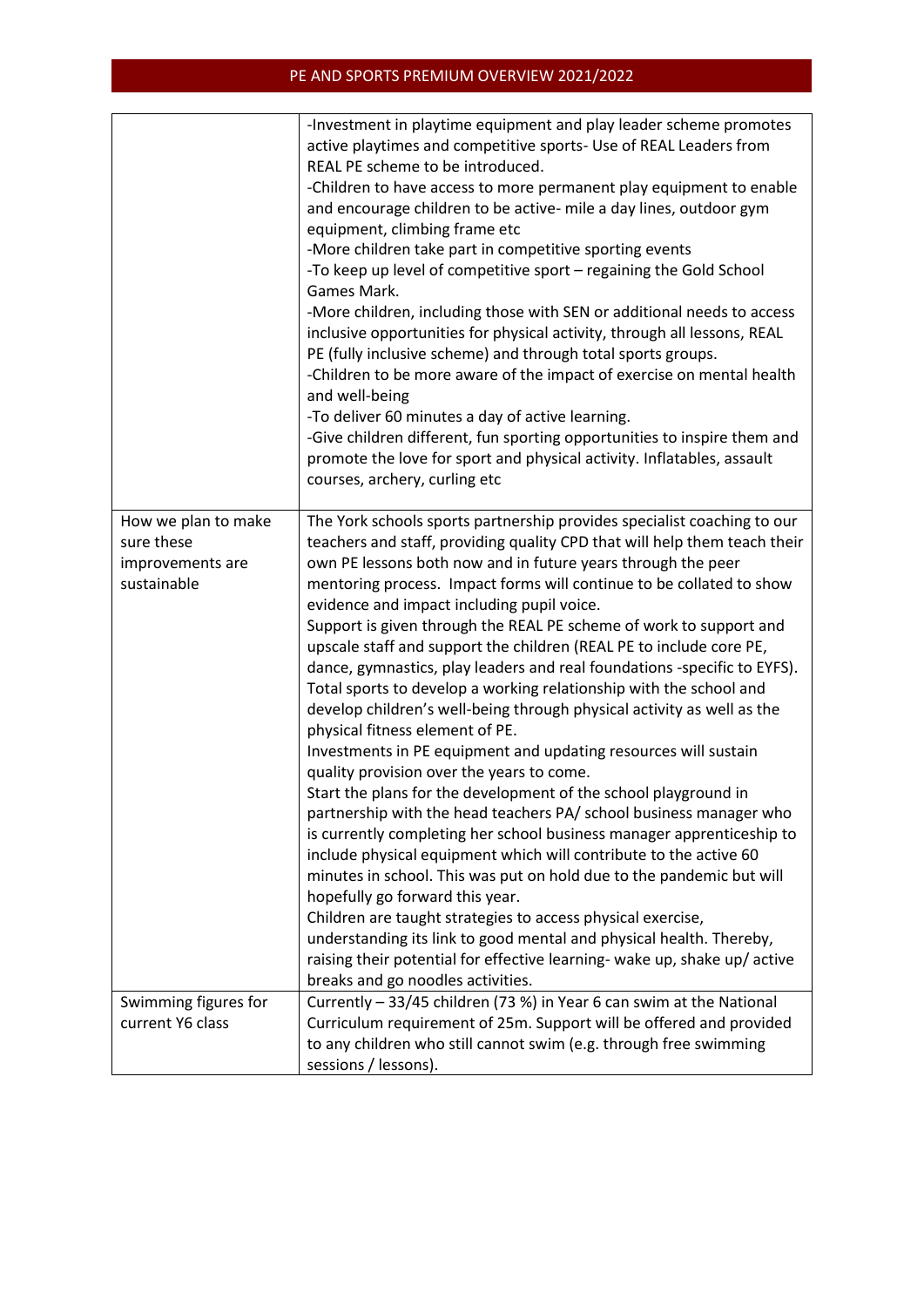## PE AND SPORTS PREMIUM OVERVIEW 2021/2022

| | |
|---|---|
| | -Investment in playtime equipment and play leader scheme promotes active playtimes and competitive sports- Use of REAL Leaders from REAL PE scheme to be introduced.<br>-Children to have access to more permanent play equipment to enable and encourage children to be active- mile a day lines, outdoor gym equipment, climbing frame etc<br>-More children take part in competitive sporting events<br>-To keep up level of competitive sport – regaining the Gold School Games Mark.<br>-More children, including those with SEN or additional needs to access inclusive opportunities for physical activity, through all lessons, REAL PE (fully inclusive scheme) and through total sports groups.<br>-Children to be more aware of the impact of exercise on mental health and well-being<br>-To deliver 60 minutes a day of active learning.<br>-Give children different, fun sporting opportunities to inspire them and promote the love for sport and physical activity. Inflatables, assault courses, archery, curling etc |
| How we plan to make sure these improvements are sustainable | The York schools sports partnership provides specialist coaching to our teachers and staff, providing quality CPD that will help them teach their own PE lessons both now and in future years through the peer mentoring process. Impact forms will continue to be collated to show evidence and impact including pupil voice.<br>Support is given through the REAL PE scheme of work to support and upscale staff and support the children (REAL PE to include core PE, dance, gymnastics, play leaders and real foundations -specific to EYFS).<br>Total sports to develop a working relationship with the school and develop children's well-being through physical activity as well as the physical fitness element of PE.<br>Investments in PE equipment and updating resources will sustain quality provision over the years to come.<br>Start the plans for the development of the school playground in partnership with the head teachers PA/ school business manager who is currently completing her school business manager apprenticeship to include physical equipment which will contribute to the active 60 minutes in school. This was put on hold due to the pandemic but will hopefully go forward this year.<br>Children are taught strategies to access physical exercise, understanding its link to good mental and physical health. Thereby, raising their potential for effective learning- wake up, shake up/ active breaks and go noodles activities. |
| Swimming figures for current Y6 class | Currently – 33/45 children (73 %) in Year 6 can swim at the National Curriculum requirement of 25m. Support will be offered and provided to any children who still cannot swim (e.g. through free swimming sessions / lessons). |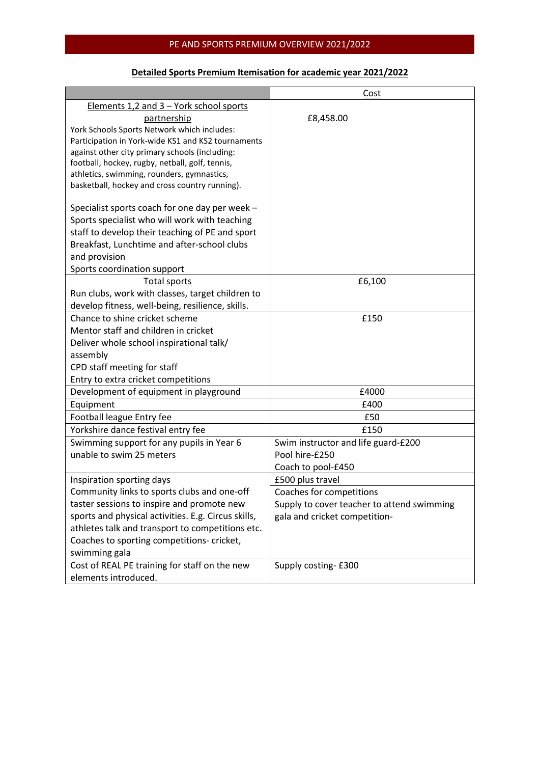## PE AND SPORTS PREMIUM OVERVIEW 2021/2022

**Detailed Sports Premium Itemisation for academic year 2021/2022**

| | Cost |
|---|---|
| Elements 1,2 and 3 – York school sports partnership<br>York Schools Sports Network which includes: Participation in York-wide KS1 and KS2 tournaments against other city primary schools (including: football, hockey, rugby, netball, golf, tennis, athletics, swimming, rounders, gymnastics, basketball, hockey and cross country running).<br><br>Specialist sports coach for one day per week – Sports specialist who will work with teaching staff to develop their teaching of PE and sport<br>Breakfast, Lunchtime and after-school clubs and provision<br>Sports coordination support | £8,458.00 |
| Total sports<br>Run clubs, work with classes, target children to develop fitness, well-being, resilience, skills. | £6,100 |
| Chance to shine cricket scheme<br>Mentor staff and children in cricket<br>Deliver whole school inspirational talk/ assembly<br>CPD staff meeting for staff<br>Entry to extra cricket competitions | £150 |
| Development of equipment in playground | £4000 |
| Equipment | £400 |
| Football league Entry fee | £50 |
| Yorkshire dance festival entry fee | £150 |
| Swimming support for any pupils in Year 6 unable to swim 25 meters | Swim instructor and life guard-£200<br>Pool hire-£250<br>Coach to pool-£450 |
| Inspiration sporting days<br>Community links to sports clubs and one-off taster sessions to inspire and promote new sports and physical activities. E.g. Circus skills, athletes talk and transport to competitions etc.<br>Coaches to sporting competitions- cricket, swimming gala | £500 plus travel<br>Coaches for competitions<br>Supply to cover teacher to attend swimming gala and cricket competition- |
| Cost of REAL PE training for staff on the new elements introduced. | Supply costing- £300 |